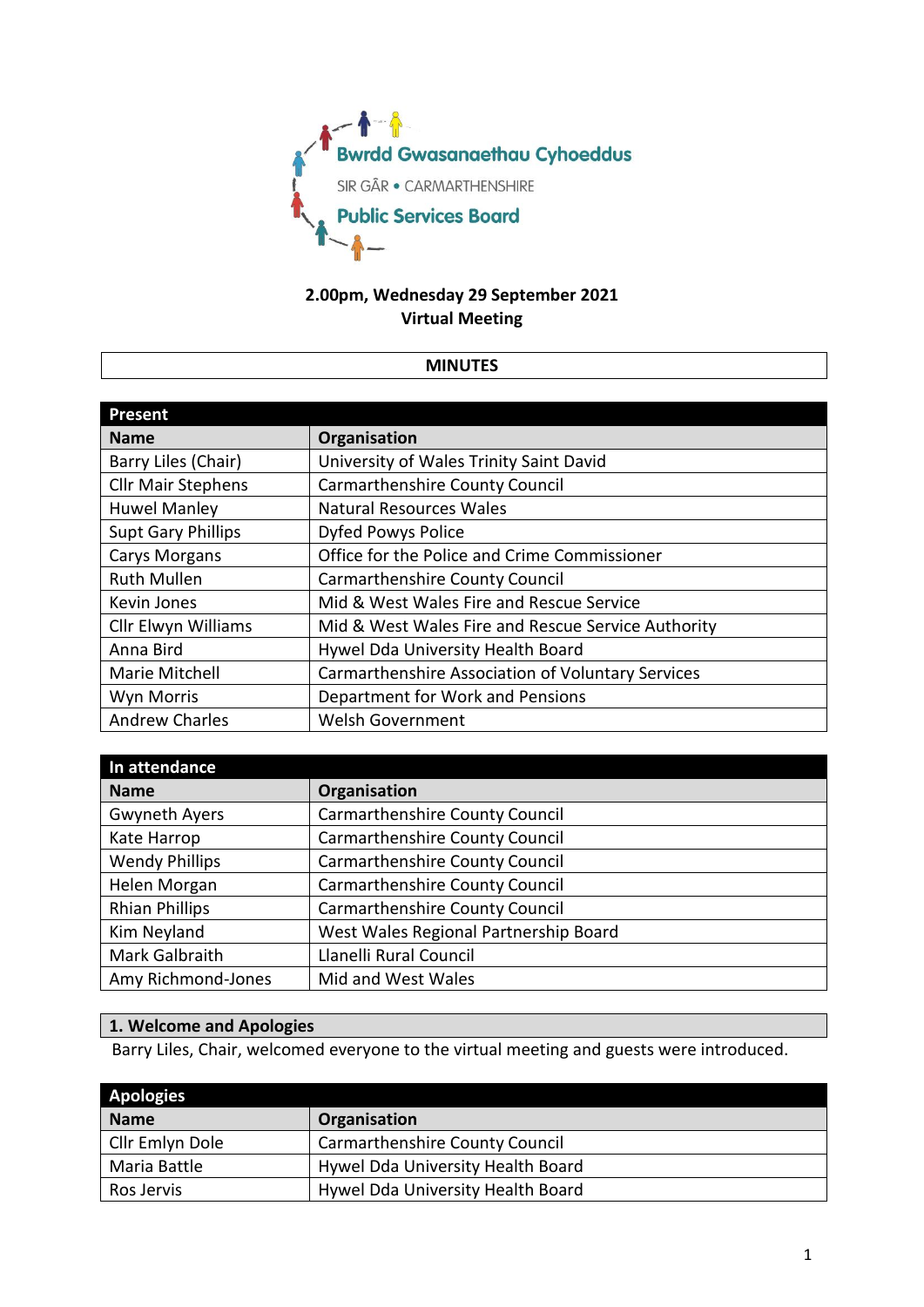Bwrdd Gwasanaethau Cyhoeddus

SIR GÂR • CARMARTHENSHIRE

Public Services Board

**2.00pm, Wednesday 29 September 2021**
**Virtual Meeting**

# MINUTES

| Present | |
|---|---|
| **Name** | **Organisation** |
| Barry Liles (Chair) | University of Wales Trinity Saint David |
| Cllr Mair Stephens | Carmarthenshire County Council |
| Huwel Manley | Natural Resources Wales |
| Supt Gary Phillips | Dyfed Powys Police |
| Carys Morgans | Office for the Police and Crime Commissioner |
| Ruth Mullen | Carmarthenshire County Council |
| Kevin Jones | Mid & West Wales Fire and Rescue Service |
| Cllr Elwyn Williams | Mid & West Wales Fire and Rescue Service Authority |
| Anna Bird | Hywel Dda University Health Board |
| Marie Mitchell | Carmarthenshire Association of Voluntary Services |
| Wyn Morris | Department for Work and Pensions |
| Andrew Charles | Welsh Government |

| In attendance | |
|---|---|
| **Name** | **Organisation** |
| Gwyneth Ayers | Carmarthenshire County Council |
| Kate Harrop | Carmarthenshire County Council |
| Wendy Phillips | Carmarthenshire County Council |
| Helen Morgan | Carmarthenshire County Council |
| Rhian Phillips | Carmarthenshire County Council |
| Kim Neyland | West Wales Regional Partnership Board |
| Mark Galbraith | Llanelli Rural Council |
| Amy Richmond-Jones | Mid and West Wales |

## 1. Welcome and Apologies

Barry Liles, Chair, welcomed everyone to the virtual meeting and guests were introduced.

| Apologies | |
|---|---|
| **Name** | **Organisation** |
| Cllr Emlyn Dole | Carmarthenshire County Council |
| Maria Battle | Hywel Dda University Health Board |
| Ros Jervis | Hywel Dda University Health Board |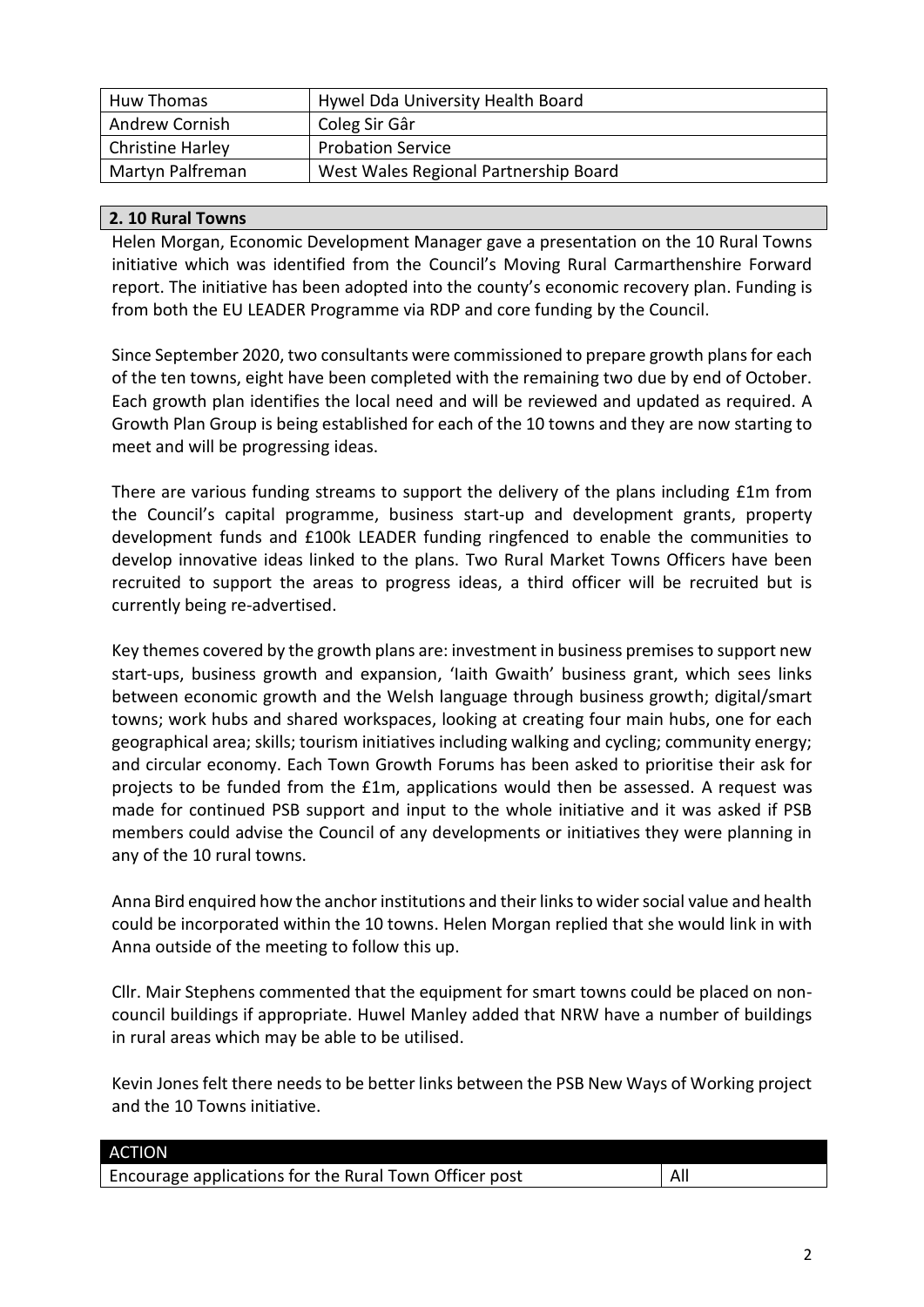| Huw Thomas | Hywel Dda University Health Board |
|---|---|
| Andrew Cornish | Coleg Sir Gâr |
| Christine Harley | Probation Service |
| Martyn Palfreman | West Wales Regional Partnership Board |

## 2. 10 Rural Towns

Helen Morgan, Economic Development Manager gave a presentation on the 10 Rural Towns initiative which was identified from the Council's Moving Rural Carmarthenshire Forward report. The initiative has been adopted into the county's economic recovery plan. Funding is from both the EU LEADER Programme via RDP and core funding by the Council.

Since September 2020, two consultants were commissioned to prepare growth plans for each of the ten towns, eight have been completed with the remaining two due by end of October. Each growth plan identifies the local need and will be reviewed and updated as required. A Growth Plan Group is being established for each of the 10 towns and they are now starting to meet and will be progressing ideas.

There are various funding streams to support the delivery of the plans including £1m from the Council's capital programme, business start-up and development grants, property development funds and £100k LEADER funding ringfenced to enable the communities to develop innovative ideas linked to the plans. Two Rural Market Towns Officers have been recruited to support the areas to progress ideas, a third officer will be recruited but is currently being re-advertised.

Key themes covered by the growth plans are: investment in business premises to support new start-ups, business growth and expansion, 'Iaith Gwaith' business grant, which sees links between economic growth and the Welsh language through business growth; digital/smart towns; work hubs and shared workspaces, looking at creating four main hubs, one for each geographical area; skills; tourism initiatives including walking and cycling; community energy; and circular economy. Each Town Growth Forums has been asked to prioritise their ask for projects to be funded from the £1m, applications would then be assessed. A request was made for continued PSB support and input to the whole initiative and it was asked if PSB members could advise the Council of any developments or initiatives they were planning in any of the 10 rural towns.

Anna Bird enquired how the anchor institutions and their links to wider social value and health could be incorporated within the 10 towns. Helen Morgan replied that she would link in with Anna outside of the meeting to follow this up.

Cllr. Mair Stephens commented that the equipment for smart towns could be placed on non-council buildings if appropriate. Huwel Manley added that NRW have a number of buildings in rural areas which may be able to be utilised.

Kevin Jones felt there needs to be better links between the PSB New Ways of Working project and the 10 Towns initiative.

| ACTION | |
|---|---|
| Encourage applications for the Rural Town Officer post | All |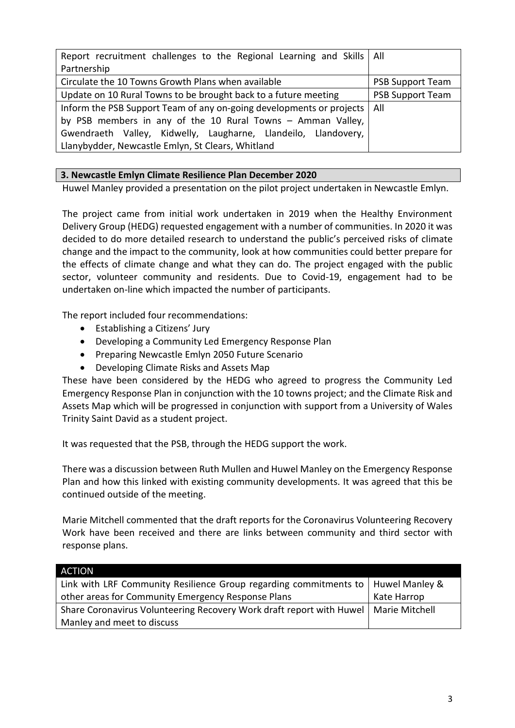| Report recruitment challenges to the Regional Learning and Skills Partnership | All |
|---|---|
| Circulate the 10 Towns Growth Plans when available | PSB Support Team |
| Update on 10 Rural Towns to be brought back to a future meeting | PSB Support Team |
| Inform the PSB Support Team of any on-going developments or projects by PSB members in any of the 10 Rural Towns – Amman Valley, Gwendraeth Valley, Kidwelly, Laugharne, Llandeilo, Llandovery, Llanybydder, Newcastle Emlyn, St Clears, Whitland | All |

## 3. Newcastle Emlyn Climate Resilience Plan December 2020

Huwel Manley provided a presentation on the pilot project undertaken in Newcastle Emlyn.

The project came from initial work undertaken in 2019 when the Healthy Environment Delivery Group (HEDG) requested engagement with a number of communities. In 2020 it was decided to do more detailed research to understand the public's perceived risks of climate change and the impact to the community, look at how communities could better prepare for the effects of climate change and what they can do. The project engaged with the public sector, volunteer community and residents. Due to Covid-19, engagement had to be undertaken on-line which impacted the number of participants.

The report included four recommendations:

- Establishing a Citizens' Jury
- Developing a Community Led Emergency Response Plan
- Preparing Newcastle Emlyn 2050 Future Scenario
- Developing Climate Risks and Assets Map

These have been considered by the HEDG who agreed to progress the Community Led Emergency Response Plan in conjunction with the 10 towns project; and the Climate Risk and Assets Map which will be progressed in conjunction with support from a University of Wales Trinity Saint David as a student project.

It was requested that the PSB, through the HEDG support the work.

There was a discussion between Ruth Mullen and Huwel Manley on the Emergency Response Plan and how this linked with existing community developments. It was agreed that this be continued outside of the meeting.

Marie Mitchell commented that the draft reports for the Coronavirus Volunteering Recovery Work have been received and there are links between community and third sector with response plans.

| ACTION | |
|---|---|
| Link with LRF Community Resilience Group regarding commitments to other areas for Community Emergency Response Plans | Huwel Manley & Kate Harrop |
| Share Coronavirus Volunteering Recovery Work draft report with Huwel Manley and meet to discuss | Marie Mitchell |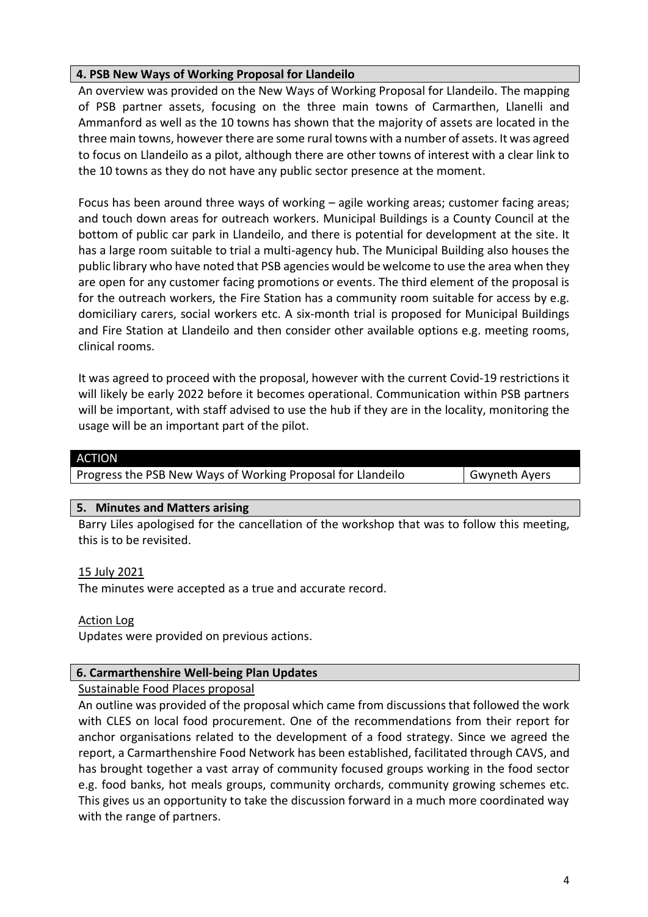## 4. PSB New Ways of Working Proposal for Llandeilo

An overview was provided on the New Ways of Working Proposal for Llandeilo. The mapping of PSB partner assets, focusing on the three main towns of Carmarthen, Llanelli and Ammanford as well as the 10 towns has shown that the majority of assets are located in the three main towns, however there are some rural towns with a number of assets. It was agreed to focus on Llandeilo as a pilot, although there are other towns of interest with a clear link to the 10 towns as they do not have any public sector presence at the moment.

Focus has been around three ways of working – agile working areas; customer facing areas; and touch down areas for outreach workers. Municipal Buildings is a County Council at the bottom of public car park in Llandeilo, and there is potential for development at the site. It has a large room suitable to trial a multi-agency hub. The Municipal Building also houses the public library who have noted that PSB agencies would be welcome to use the area when they are open for any customer facing promotions or events. The third element of the proposal is for the outreach workers, the Fire Station has a community room suitable for access by e.g. domiciliary carers, social workers etc. A six-month trial is proposed for Municipal Buildings and Fire Station at Llandeilo and then consider other available options e.g. meeting rooms, clinical rooms.

It was agreed to proceed with the proposal, however with the current Covid-19 restrictions it will likely be early 2022 before it becomes operational. Communication within PSB partners will be important, with staff advised to use the hub if they are in the locality, monitoring the usage will be an important part of the pilot.

| ACTION | |
|---|---|
| Progress the PSB New Ways of Working Proposal for Llandeilo | Gwyneth Ayers |

## 5. Minutes and Matters arising

Barry Liles apologised for the cancellation of the workshop that was to follow this meeting, this is to be revisited.

15 July 2021

The minutes were accepted as a true and accurate record.

Action Log

Updates were provided on previous actions.

## 6. Carmarthenshire Well-being Plan Updates

Sustainable Food Places proposal

An outline was provided of the proposal which came from discussions that followed the work with CLES on local food procurement. One of the recommendations from their report for anchor organisations related to the development of a food strategy. Since we agreed the report, a Carmarthenshire Food Network has been established, facilitated through CAVS, and has brought together a vast array of community focused groups working in the food sector e.g. food banks, hot meals groups, community orchards, community growing schemes etc. This gives us an opportunity to take the discussion forward in a much more coordinated way with the range of partners.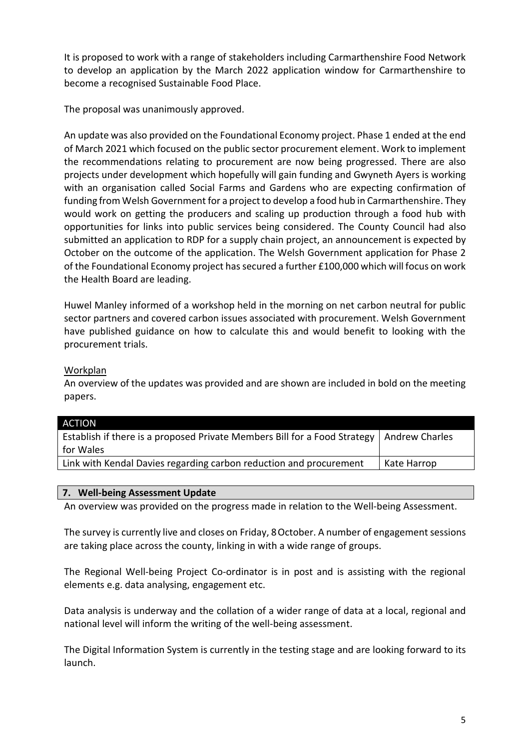It is proposed to work with a range of stakeholders including Carmarthenshire Food Network to develop an application by the March 2022 application window for Carmarthenshire to become a recognised Sustainable Food Place.

The proposal was unanimously approved.

An update was also provided on the Foundational Economy project. Phase 1 ended at the end of March 2021 which focused on the public sector procurement element. Work to implement the recommendations relating to procurement are now being progressed. There are also projects under development which hopefully will gain funding and Gwyneth Ayers is working with an organisation called Social Farms and Gardens who are expecting confirmation of funding from Welsh Government for a project to develop a food hub in Carmarthenshire. They would work on getting the producers and scaling up production through a food hub with opportunities for links into public services being considered. The County Council had also submitted an application to RDP for a supply chain project, an announcement is expected by October on the outcome of the application. The Welsh Government application for Phase 2 of the Foundational Economy project has secured a further £100,000 which will focus on work the Health Board are leading.

Huwel Manley informed of a workshop held in the morning on net carbon neutral for public sector partners and covered carbon issues associated with procurement. Welsh Government have published guidance on how to calculate this and would benefit to looking with the procurement trials.

Workplan

An overview of the updates was provided and are shown are included in bold on the meeting papers.

| ACTION | |
|---|---|
| Establish if there is a proposed Private Members Bill for a Food Strategy for Wales | Andrew Charles |
| Link with Kendal Davies regarding carbon reduction and procurement | Kate Harrop |

## 7. Well-being Assessment Update

An overview was provided on the progress made in relation to the Well-being Assessment.

The survey is currently live and closes on Friday, 8 October. A number of engagement sessions are taking place across the county, linking in with a wide range of groups.

The Regional Well-being Project Co-ordinator is in post and is assisting with the regional elements e.g. data analysing, engagement etc.

Data analysis is underway and the collation of a wider range of data at a local, regional and national level will inform the writing of the well-being assessment.

The Digital Information System is currently in the testing stage and are looking forward to its launch.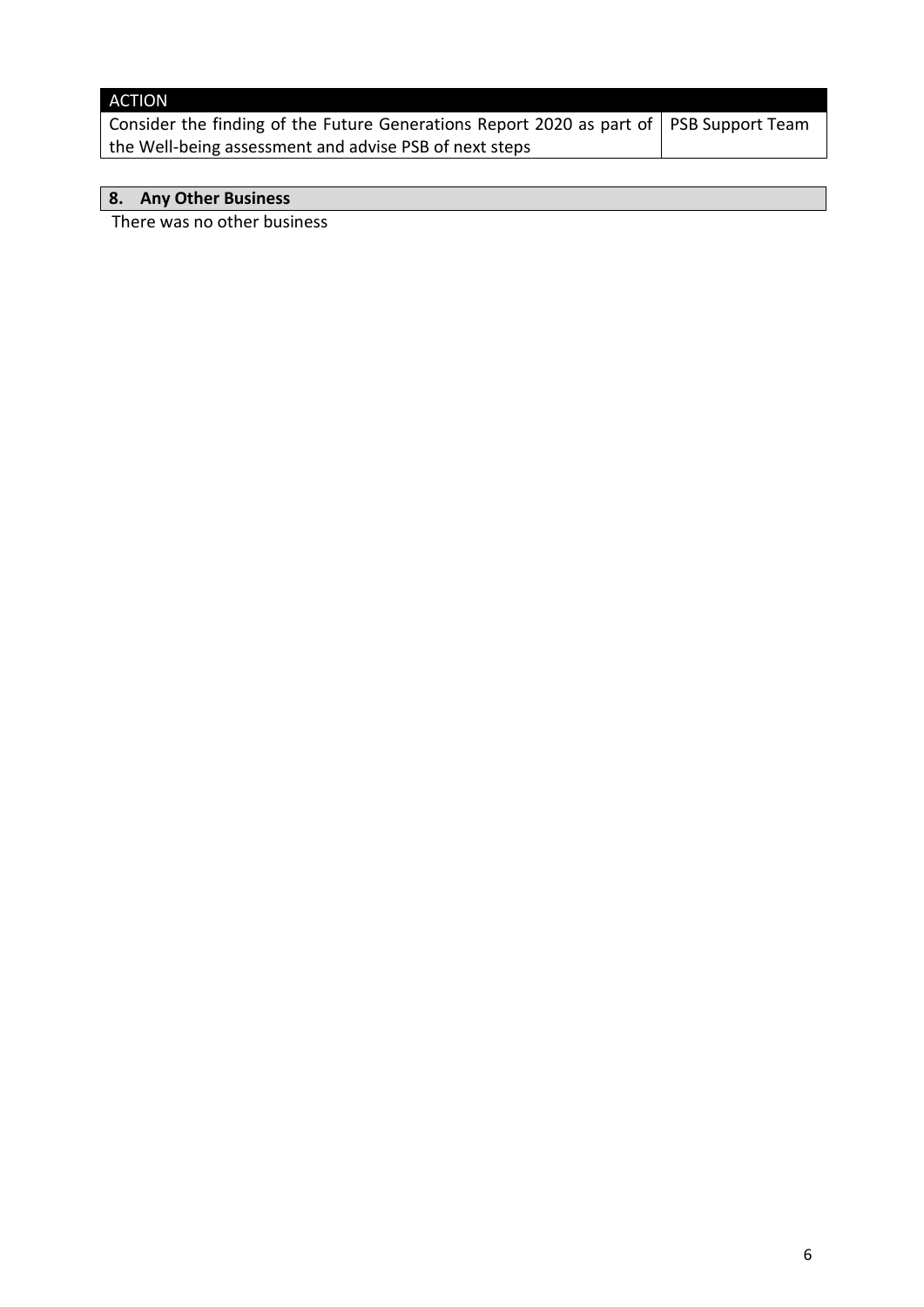| ACTION | |
|---|---|
| Consider the finding of the Future Generations Report 2020 as part of the Well-being assessment and advise PSB of next steps | PSB Support Team |

## 8. Any Other Business

There was no other business